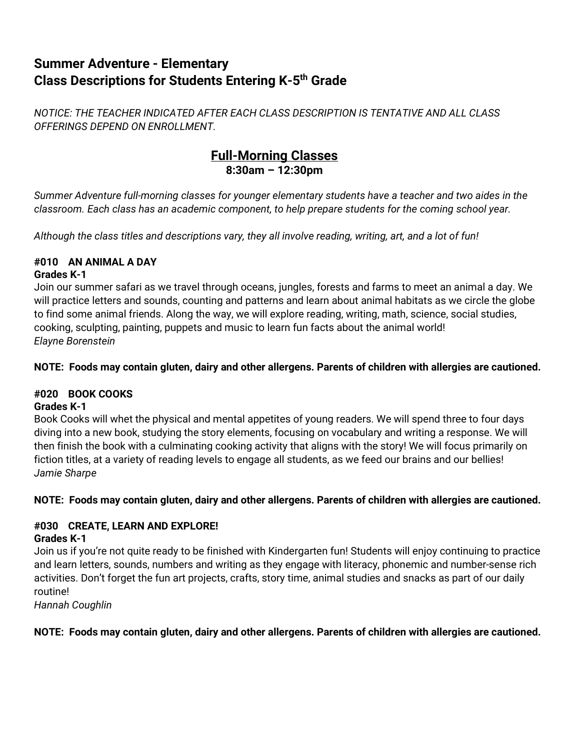# Summary Adventure - Elementary
# Class Descriptions for Students Entering K-5th Grade

*NOTICE: THE TEACHER INDICATED AFTER EACH CLASS DESCRIPTION IS TENTATIVE AND ALL CLASS OFFERINGS DEPEND ON ENROLLMENT.*

## Full-Morning Classes
**8:30am – 12:30pm**

*Summer Adventure full-morning classes for younger elementary students have a teacher and two aides in the classroom. Each class has an academic component, to help prepare students for the coming school year.*

*Although the class titles and descriptions vary, they all involve reading, writing, art, and a lot of fun!*

### #010 AN ANIMAL A DAY
**Grades K-1**

Join our summer safari as we travel through oceans, jungles, forests and farms to meet an animal a day. We will practice letters and sounds, counting and patterns and learn about animal habitats as we circle the globe to find some animal friends. Along the way, we will explore reading, writing, math, science, social studies, cooking, sculpting, painting, puppets and music to learn fun facts about the animal world!
*Elayne Borenstein*

**NOTE: Foods may contain gluten, dairy and other allergens. Parents of children with allergies are cautioned.**

### #020 BOOK COOKS
**Grades K-1**

Book Cooks will whet the physical and mental appetites of young readers. We will spend three to four days diving into a new book, studying the story elements, focusing on vocabulary and writing a response. We will then finish the book with a culminating cooking activity that aligns with the story! We will focus primarily on fiction titles, at a variety of reading levels to engage all students, as we feed our brains and our bellies!
*Jamie Sharpe*

**NOTE: Foods may contain gluten, dairy and other allergens. Parents of children with allergies are cautioned.**

### #030 CREATE, LEARN AND EXPLORE!
**Grades K-1**

Join us if you're not quite ready to be finished with Kindergarten fun! Students will enjoy continuing to practice and learn letters, sounds, numbers and writing as they engage with literacy, phonemic and number-sense rich activities. Don't forget the fun art projects, crafts, story time, animal studies and snacks as part of our daily routine!
*Hannah Coughlin*

**NOTE: Foods may contain gluten, dairy and other allergens. Parents of children with allergies are cautioned.**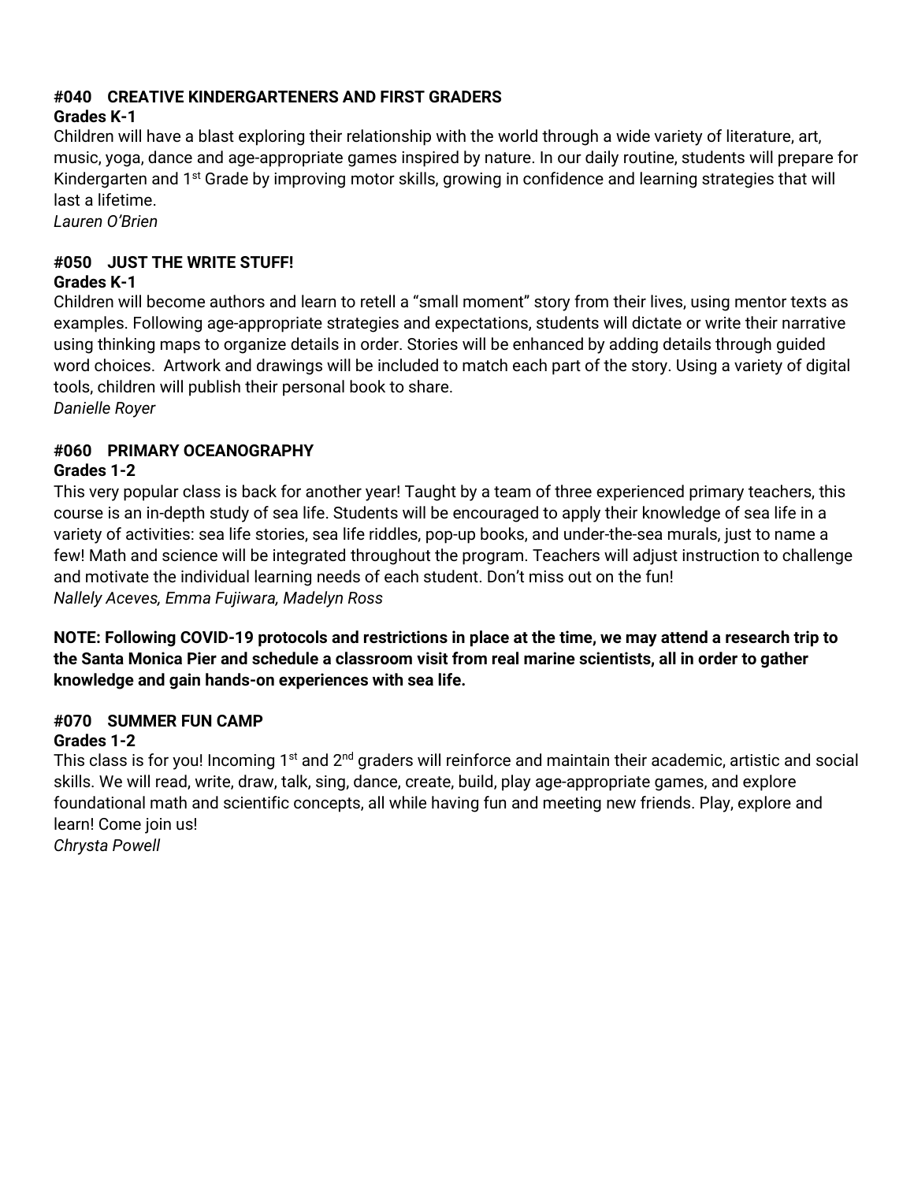### #040 CREATIVE KINDERGARTENERS AND FIRST GRADERS

**Grades K-1**

Children will have a blast exploring their relationship with the world through a wide variety of literature, art, music, yoga, dance and age-appropriate games inspired by nature. In our daily routine, students will prepare for Kindergarten and 1st Grade by improving motor skills, growing in confidence and learning strategies that will last a lifetime.

*Lauren O'Brien*

### #050 JUST THE WRITE STUFF!

**Grades K-1**

Children will become authors and learn to retell a "small moment" story from their lives, using mentor texts as examples. Following age-appropriate strategies and expectations, students will dictate or write their narrative using thinking maps to organize details in order. Stories will be enhanced by adding details through guided word choices. Artwork and drawings will be included to match each part of the story. Using a variety of digital tools, children will publish their personal book to share.

*Danielle Royer*

### #060 PRIMARY OCEANOGRAPHY

**Grades 1-2**

This very popular class is back for another year! Taught by a team of three experienced primary teachers, this course is an in-depth study of sea life. Students will be encouraged to apply their knowledge of sea life in a variety of activities: sea life stories, sea life riddles, pop-up books, and under-the-sea murals, just to name a few! Math and science will be integrated throughout the program. Teachers will adjust instruction to challenge and motivate the individual learning needs of each student. Don't miss out on the fun!

*Nallely Aceves, Emma Fujiwara, Madelyn Ross*

**NOTE: Following COVID-19 protocols and restrictions in place at the time, we may attend a research trip to the Santa Monica Pier and schedule a classroom visit from real marine scientists, all in order to gather knowledge and gain hands-on experiences with sea life.**

### #070 SUMMER FUN CAMP

**Grades 1-2**

This class is for you! Incoming 1st and 2nd graders will reinforce and maintain their academic, artistic and social skills. We will read, write, draw, talk, sing, dance, create, build, play age-appropriate games, and explore foundational math and scientific concepts, all while having fun and meeting new friends. Play, explore and learn! Come join us!

*Chrysta Powell*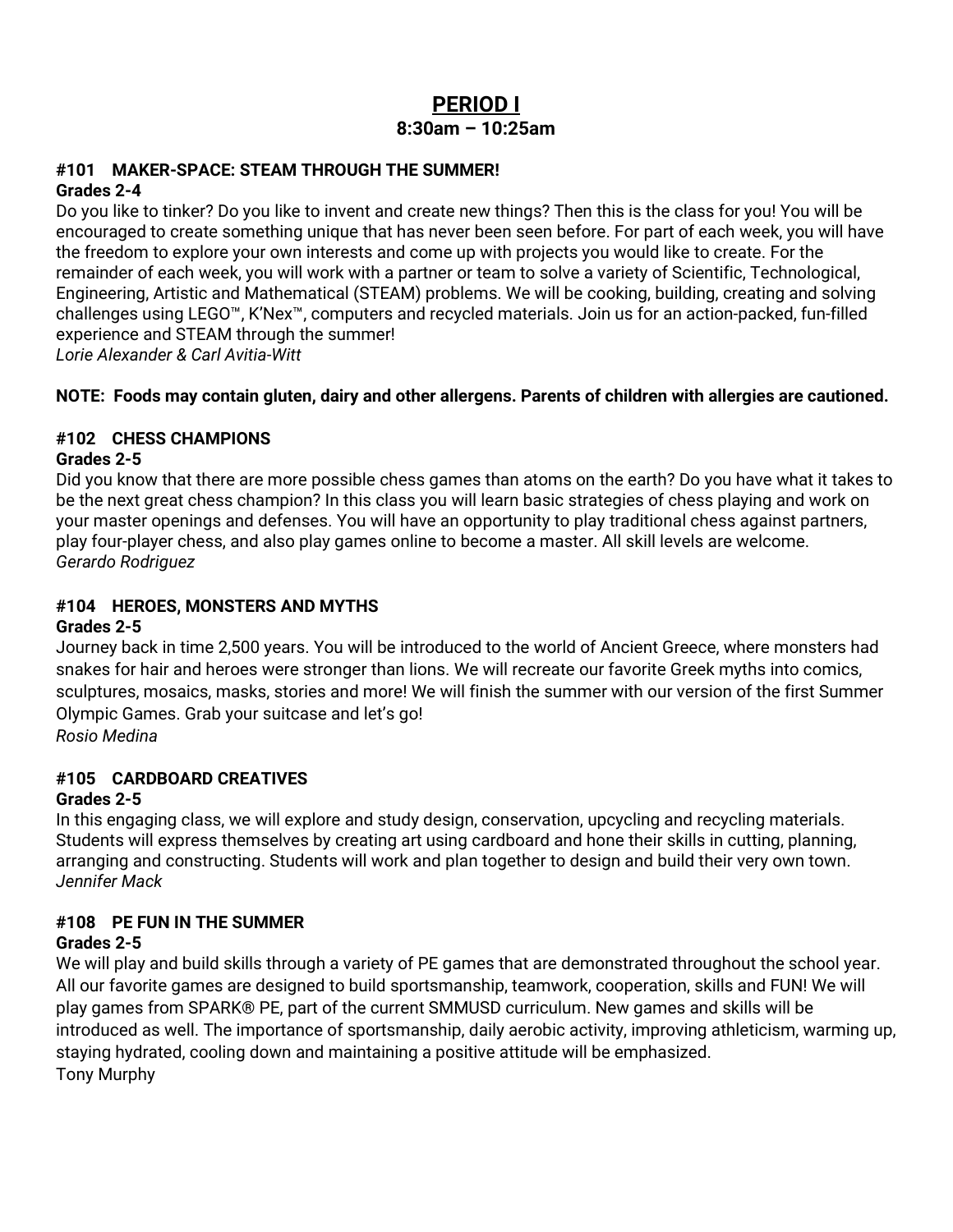# PERIOD I

**8:30am – 10:25am**

### #101 MAKER-SPACE: STEAM THROUGH THE SUMMER!

**Grades 2-4**

Do you like to tinker? Do you like to invent and create new things? Then this is the class for you! You will be encouraged to create something unique that has never been seen before. For part of each week, you will have the freedom to explore your own interests and come up with projects you would like to create. For the remainder of each week, you will work with a partner or team to solve a variety of Scientific, Technological, Engineering, Artistic and Mathematical (STEAM) problems. We will be cooking, building, creating and solving challenges using LEGO™, K'Nex™, computers and recycled materials. Join us for an action-packed, fun-filled experience and STEAM through the summer!
*Lorie Alexander & Carl Avitia-Witt*

**NOTE: Foods may contain gluten, dairy and other allergens. Parents of children with allergies are cautioned.**

### #102 CHESS CHAMPIONS

**Grades 2-5**

Did you know that there are more possible chess games than atoms on the earth? Do you have what it takes to be the next great chess champion? In this class you will learn basic strategies of chess playing and work on your master openings and defenses. You will have an opportunity to play traditional chess against partners, play four-player chess, and also play games online to become a master. All skill levels are welcome.
*Gerardo Rodriguez*

### #104 HEROES, MONSTERS AND MYTHS

**Grades 2-5**

Journey back in time 2,500 years. You will be introduced to the world of Ancient Greece, where monsters had snakes for hair and heroes were stronger than lions. We will recreate our favorite Greek myths into comics, sculptures, mosaics, masks, stories and more! We will finish the summer with our version of the first Summer Olympic Games. Grab your suitcase and let's go!
*Rosio Medina*

### #105 CARDBOARD CREATIVES

**Grades 2-5**

In this engaging class, we will explore and study design, conservation, upcycling and recycling materials. Students will express themselves by creating art using cardboard and hone their skills in cutting, planning, arranging and constructing. Students will work and plan together to design and build their very own town.
*Jennifer Mack*

### #108 PE FUN IN THE SUMMER

**Grades 2-5**

We will play and build skills through a variety of PE games that are demonstrated throughout the school year. All our favorite games are designed to build sportsmanship, teamwork, cooperation, skills and FUN! We will play games from SPARK® PE, part of the current SMMUSD curriculum. New games and skills will be introduced as well. The importance of sportsmanship, daily aerobic activity, improving athleticism, warming up, staying hydrated, cooling down and maintaining a positive attitude will be emphasized.
Tony Murphy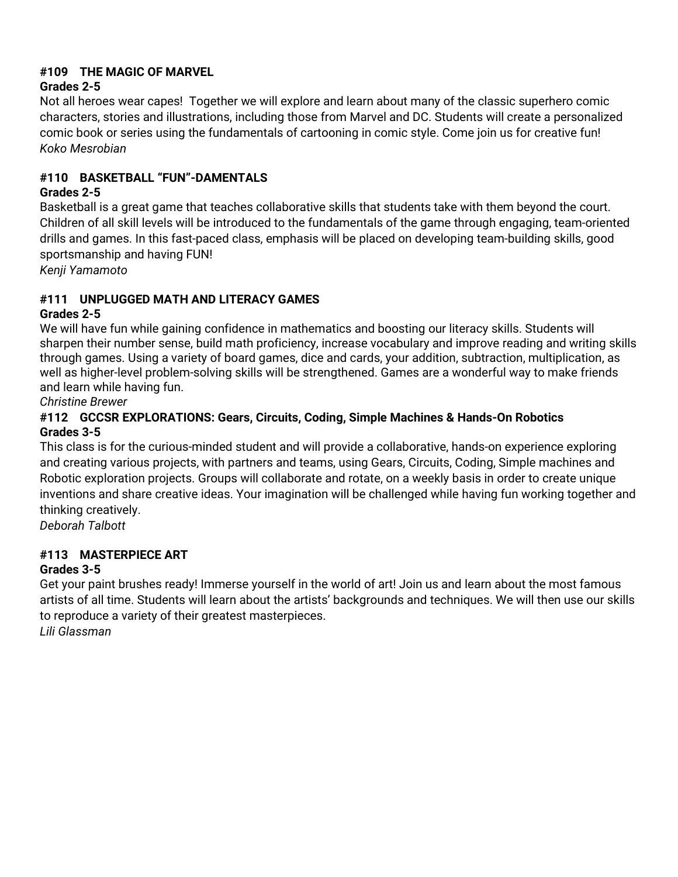### #109 THE MAGIC OF MARVEL

**Grades 2-5**

Not all heroes wear capes! Together we will explore and learn about many of the classic superhero comic characters, stories and illustrations, including those from Marvel and DC. Students will create a personalized comic book or series using the fundamentals of cartooning in comic style. Come join us for creative fun!

*Koko Mesrobian*

### #110 BASKETBALL "FUN"-DAMENTALS

**Grades 2-5**

Basketball is a great game that teaches collaborative skills that students take with them beyond the court. Children of all skill levels will be introduced to the fundamentals of the game through engaging, team-oriented drills and games. In this fast-paced class, emphasis will be placed on developing team-building skills, good sportsmanship and having FUN!

*Kenji Yamamoto*

### #111 UNPLUGGED MATH AND LITERACY GAMES

**Grades 2-5**

We will have fun while gaining confidence in mathematics and boosting our literacy skills. Students will sharpen their number sense, build math proficiency, increase vocabulary and improve reading and writing skills through games. Using a variety of board games, dice and cards, your addition, subtraction, multiplication, as well as higher-level problem-solving skills will be strengthened. Games are a wonderful way to make friends and learn while having fun.

*Christine Brewer*

### #112 GCCSR EXPLORATIONS: Gears, Circuits, Coding, Simple Machines & Hands-On Robotics

**Grades 3-5**

This class is for the curious-minded student and will provide a collaborative, hands-on experience exploring and creating various projects, with partners and teams, using Gears, Circuits, Coding, Simple machines and Robotic exploration projects. Groups will collaborate and rotate, on a weekly basis in order to create unique inventions and share creative ideas. Your imagination will be challenged while having fun working together and thinking creatively.

*Deborah Talbott*

### #113 MASTERPIECE ART

**Grades 3-5**

Get your paint brushes ready! Immerse yourself in the world of art! Join us and learn about the most famous artists of all time. Students will learn about the artists' backgrounds and techniques. We will then use our skills to reproduce a variety of their greatest masterpieces.

*Lili Glassman*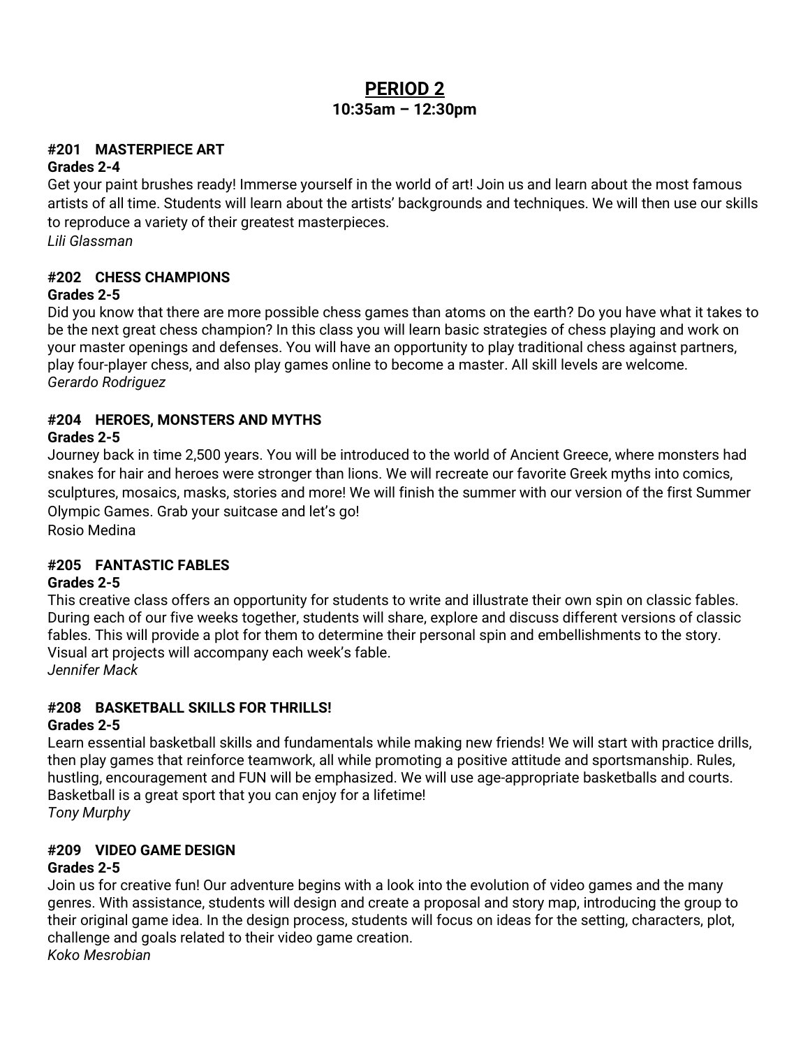# PERIOD 2

**10:35am – 12:30pm**

### #201 MASTERPIECE ART

**Grades 2-4**

Get your paint brushes ready! Immerse yourself in the world of art! Join us and learn about the most famous artists of all time. Students will learn about the artists' backgrounds and techniques. We will then use our skills to reproduce a variety of their greatest masterpieces.

*Lili Glassman*

### #202 CHESS CHAMPIONS

**Grades 2-5**

Did you know that there are more possible chess games than atoms on the earth? Do you have what it takes to be the next great chess champion? In this class you will learn basic strategies of chess playing and work on your master openings and defenses. You will have an opportunity to play traditional chess against partners, play four-player chess, and also play games online to become a master. All skill levels are welcome.

*Gerardo Rodriguez*

### #204 HEROES, MONSTERS AND MYTHS

**Grades 2-5**

Journey back in time 2,500 years. You will be introduced to the world of Ancient Greece, where monsters had snakes for hair and heroes were stronger than lions. We will recreate our favorite Greek myths into comics, sculptures, mosaics, masks, stories and more! We will finish the summer with our version of the first Summer Olympic Games. Grab your suitcase and let's go!

Rosio Medina

### #205 FANTASTIC FABLES

**Grades 2-5**

This creative class offers an opportunity for students to write and illustrate their own spin on classic fables. During each of our five weeks together, students will share, explore and discuss different versions of classic fables. This will provide a plot for them to determine their personal spin and embellishments to the story. Visual art projects will accompany each week's fable.

*Jennifer Mack*

### #208 BASKETBALL SKILLS FOR THRILLS!

**Grades 2-5**

Learn essential basketball skills and fundamentals while making new friends! We will start with practice drills, then play games that reinforce teamwork, all while promoting a positive attitude and sportsmanship. Rules, hustling, encouragement and FUN will be emphasized. We will use age-appropriate basketballs and courts. Basketball is a great sport that you can enjoy for a lifetime!

*Tony Murphy*

### #209 VIDEO GAME DESIGN

**Grades 2-5**

Join us for creative fun! Our adventure begins with a look into the evolution of video games and the many genres. With assistance, students will design and create a proposal and story map, introducing the group to their original game idea. In the design process, students will focus on ideas for the setting, characters, plot, challenge and goals related to their video game creation.

*Koko Mesrobian*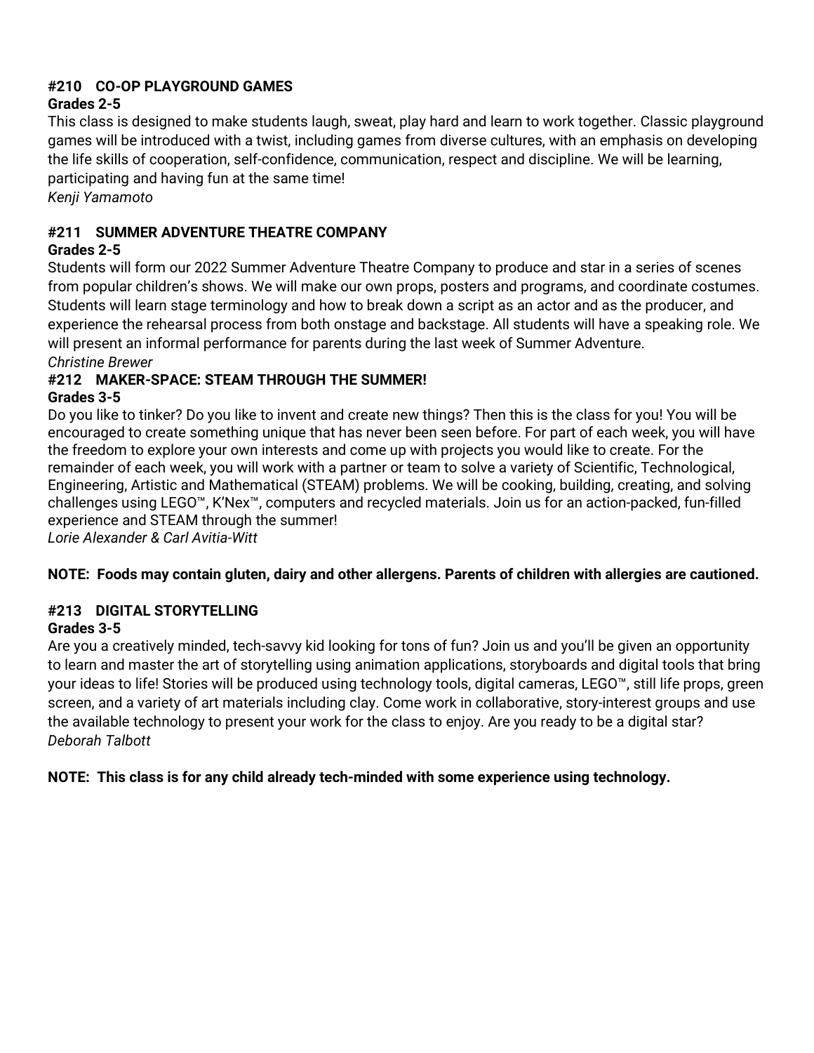### #210 CO-OP PLAYGROUND GAMES

**Grades 2-5**

This class is designed to make students laugh, sweat, play hard and learn to work together. Classic playground games will be introduced with a twist, including games from diverse cultures, with an emphasis on developing the life skills of cooperation, self-confidence, communication, respect and discipline. We will be learning, participating and having fun at the same time!

*Kenji Yamamoto*

### #211 SUMMER ADVENTURE THEATRE COMPANY

**Grades 2-5**

Students will form our 2022 Summer Adventure Theatre Company to produce and star in a series of scenes from popular children's shows. We will make our own props, posters and programs, and coordinate costumes. Students will learn stage terminology and how to break down a script as an actor and as the producer, and experience the rehearsal process from both onstage and backstage. All students will have a speaking role. We will present an informal performance for parents during the last week of Summer Adventure.

*Christine Brewer*

### #212 MAKER-SPACE: STEAM THROUGH THE SUMMER!

**Grades 3-5**

Do you like to tinker? Do you like to invent and create new things? Then this is the class for you! You will be encouraged to create something unique that has never been seen before. For part of each week, you will have the freedom to explore your own interests and come up with projects you would like to create. For the remainder of each week, you will work with a partner or team to solve a variety of Scientific, Technological, Engineering, Artistic and Mathematical (STEAM) problems. We will be cooking, building, creating, and solving challenges using LEGO™, K'Nex™, computers and recycled materials. Join us for an action-packed, fun-filled experience and STEAM through the summer!

*Lorie Alexander & Carl Avitia-Witt*

**NOTE: Foods may contain gluten, dairy and other allergens. Parents of children with allergies are cautioned.**

### #213 DIGITAL STORYTELLING

**Grades 3-5**

Are you a creatively minded, tech-savvy kid looking for tons of fun? Join us and you'll be given an opportunity to learn and master the art of storytelling using animation applications, storyboards and digital tools that bring your ideas to life! Stories will be produced using technology tools, digital cameras, LEGO™, still life props, green screen, and a variety of art materials including clay. Come work in collaborative, story-interest groups and use the available technology to present your work for the class to enjoy. Are you ready to be a digital star?

*Deborah Talbott*

**NOTE: This class is for any child already tech-minded with some experience using technology.**